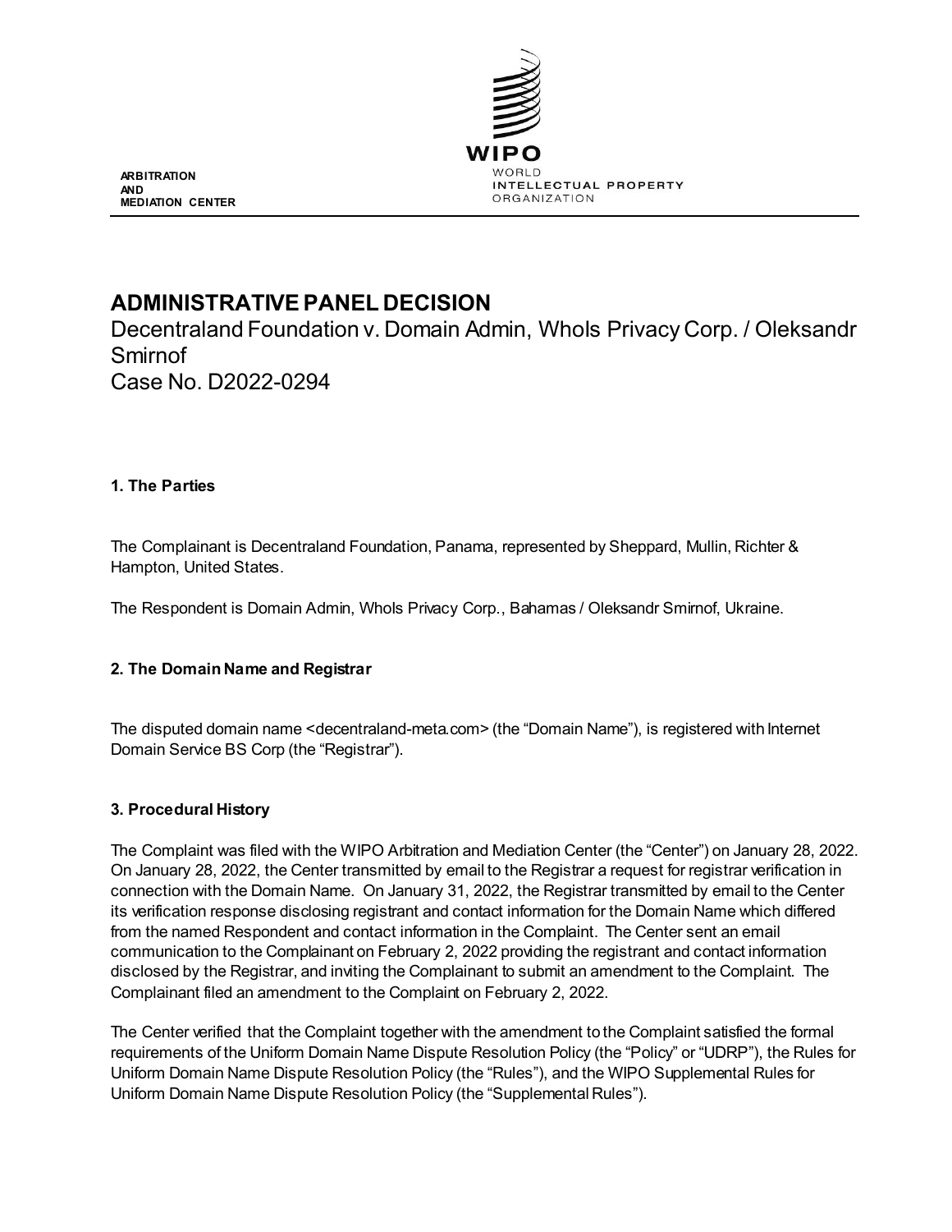ARBITRATION
AND
MEDIATION CENTER

WIPO
WORLD
INTELLECTUAL PROPERTY
ORGANIZATION

# ADMINISTRATIVE PANEL DECISION

Decentraland Foundation v. Domain Admin, WhoIs Privacy Corp. / Oleksandr Smirnof
Case No. D2022-0294

## 1. The Parties

The Complainant is Decentraland Foundation, Panama, represented by Sheppard, Mullin, Richter & Hampton, United States.

The Respondent is Domain Admin, WhoIs Privacy Corp., Bahamas / Oleksandr Smirnof, Ukraine.

## 2. The Domain Name and Registrar

The disputed domain name <decentraland-meta.com> (the "Domain Name"), is registered with Internet Domain Service BS Corp (the "Registrar").

## 3. Procedural History

The Complaint was filed with the WIPO Arbitration and Mediation Center (the "Center") on January 28, 2022. On January 28, 2022, the Center transmitted by email to the Registrar a request for registrar verification in connection with the Domain Name. On January 31, 2022, the Registrar transmitted by email to the Center its verification response disclosing registrant and contact information for the Domain Name which differed from the named Respondent and contact information in the Complaint. The Center sent an email communication to the Complainant on February 2, 2022 providing the registrant and contact information disclosed by the Registrar, and inviting the Complainant to submit an amendment to the Complaint. The Complainant filed an amendment to the Complaint on February 2, 2022.

The Center verified that the Complaint together with the amendment to the Complaint satisfied the formal requirements of the Uniform Domain Name Dispute Resolution Policy (the "Policy" or "UDRP"), the Rules for Uniform Domain Name Dispute Resolution Policy (the "Rules"), and the WIPO Supplemental Rules for Uniform Domain Name Dispute Resolution Policy (the "Supplemental Rules").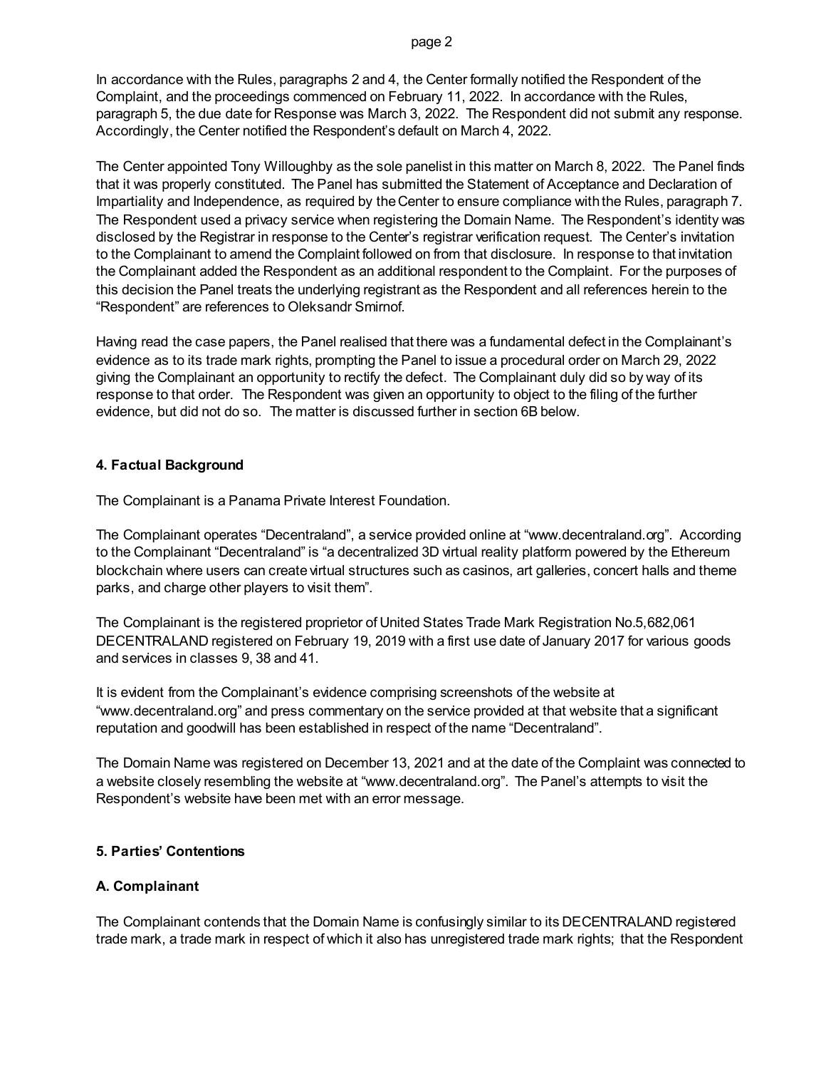In accordance with the Rules, paragraphs 2 and 4, the Center formally notified the Respondent of the Complaint, and the proceedings commenced on February 11, 2022. In accordance with the Rules, paragraph 5, the due date for Response was March 3, 2022. The Respondent did not submit any response. Accordingly, the Center notified the Respondent's default on March 4, 2022.

The Center appointed Tony Willoughby as the sole panelist in this matter on March 8, 2022. The Panel finds that it was properly constituted. The Panel has submitted the Statement of Acceptance and Declaration of Impartiality and Independence, as required by the Center to ensure compliance with the Rules, paragraph 7. The Respondent used a privacy service when registering the Domain Name. The Respondent's identity was disclosed by the Registrar in response to the Center's registrar verification request. The Center's invitation to the Complainant to amend the Complaint followed on from that disclosure. In response to that invitation the Complainant added the Respondent as an additional respondent to the Complaint. For the purposes of this decision the Panel treats the underlying registrant as the Respondent and all references herein to the "Respondent" are references to Oleksandr Smirnof.

Having read the case papers, the Panel realised that there was a fundamental defect in the Complainant's evidence as to its trade mark rights, prompting the Panel to issue a procedural order on March 29, 2022 giving the Complainant an opportunity to rectify the defect. The Complainant duly did so by way of its response to that order. The Respondent was given an opportunity to object to the filing of the further evidence, but did not do so. The matter is discussed further in section 6B below.

## 4. Factual Background

The Complainant is a Panama Private Interest Foundation.

The Complainant operates "Decentraland", a service provided online at "www.decentraland.org". According to the Complainant "Decentraland" is "a decentralized 3D virtual reality platform powered by the Ethereum blockchain where users can create virtual structures such as casinos, art galleries, concert halls and theme parks, and charge other players to visit them".

The Complainant is the registered proprietor of United States Trade Mark Registration No.5,682,061 DECENTRALAND registered on February 19, 2019 with a first use date of January 2017 for various goods and services in classes 9, 38 and 41.

It is evident from the Complainant's evidence comprising screenshots of the website at "www.decentraland.org" and press commentary on the service provided at that website that a significant reputation and goodwill has been established in respect of the name "Decentraland".

The Domain Name was registered on December 13, 2021 and at the date of the Complaint was connected to a website closely resembling the website at "www.decentraland.org". The Panel's attempts to visit the Respondent's website have been met with an error message.

## 5. Parties' Contentions

### A. Complainant

The Complainant contends that the Domain Name is confusingly similar to its DECENTRALAND registered trade mark, a trade mark in respect of which it also has unregistered trade mark rights; that the Respondent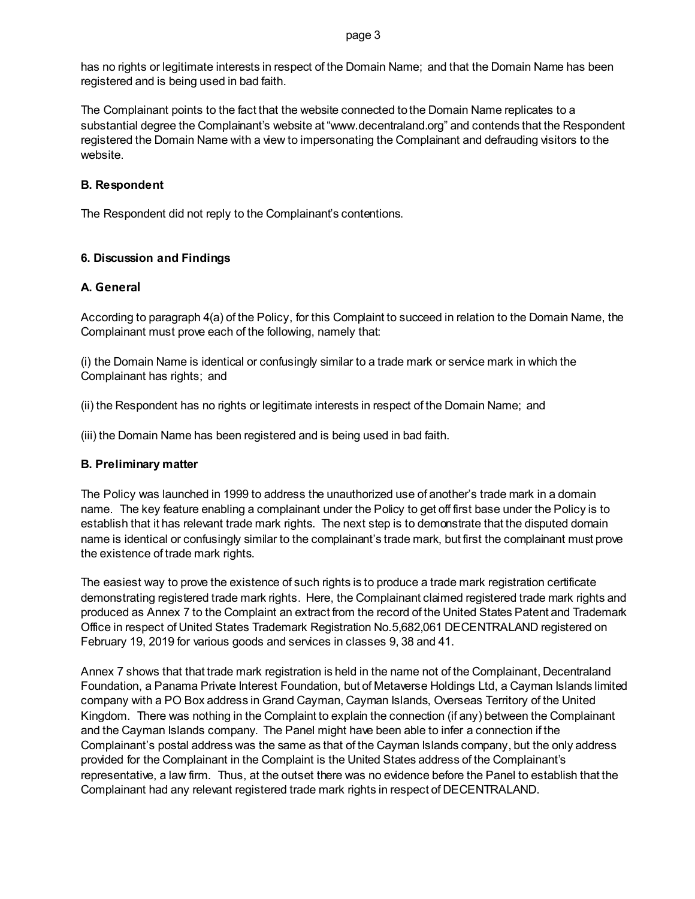has no rights or legitimate interests in respect of the Domain Name; and that the Domain Name has been registered and is being used in bad faith.

The Complainant points to the fact that the website connected to the Domain Name replicates to a substantial degree the Complainant's website at "www.decentraland.org" and contends that the Respondent registered the Domain Name with a view to impersonating the Complainant and defrauding visitors to the website.

**B. Respondent**

The Respondent did not reply to the Complainant's contentions.

## 6. Discussion and Findings

### A. General

According to paragraph 4(a) of the Policy, for this Complaint to succeed in relation to the Domain Name, the Complainant must prove each of the following, namely that:

(i) the Domain Name is identical or confusingly similar to a trade mark or service mark in which the Complainant has rights; and

(ii) the Respondent has no rights or legitimate interests in respect of the Domain Name; and

(iii) the Domain Name has been registered and is being used in bad faith.

### B. Preliminary matter

The Policy was launched in 1999 to address the unauthorized use of another's trade mark in a domain name. The key feature enabling a complainant under the Policy to get off first base under the Policy is to establish that it has relevant trade mark rights. The next step is to demonstrate that the disputed domain name is identical or confusingly similar to the complainant's trade mark, but first the complainant must prove the existence of trade mark rights.

The easiest way to prove the existence of such rights is to produce a trade mark registration certificate demonstrating registered trade mark rights. Here, the Complainant claimed registered trade mark rights and produced as Annex 7 to the Complaint an extract from the record of the United States Patent and Trademark Office in respect of United States Trademark Registration No.5,682,061 DECENTRALAND registered on February 19, 2019 for various goods and services in classes 9, 38 and 41.

Annex 7 shows that that trade mark registration is held in the name not of the Complainant, Decentraland Foundation, a Panama Private Interest Foundation, but of Metaverse Holdings Ltd, a Cayman Islands limited company with a PO Box address in Grand Cayman, Cayman Islands, Overseas Territory of the United Kingdom. There was nothing in the Complaint to explain the connection (if any) between the Complainant and the Cayman Islands company. The Panel might have been able to infer a connection if the Complainant's postal address was the same as that of the Cayman Islands company, but the only address provided for the Complainant in the Complaint is the United States address of the Complainant's representative, a law firm. Thus, at the outset there was no evidence before the Panel to establish that the Complainant had any relevant registered trade mark rights in respect of DECENTRALAND.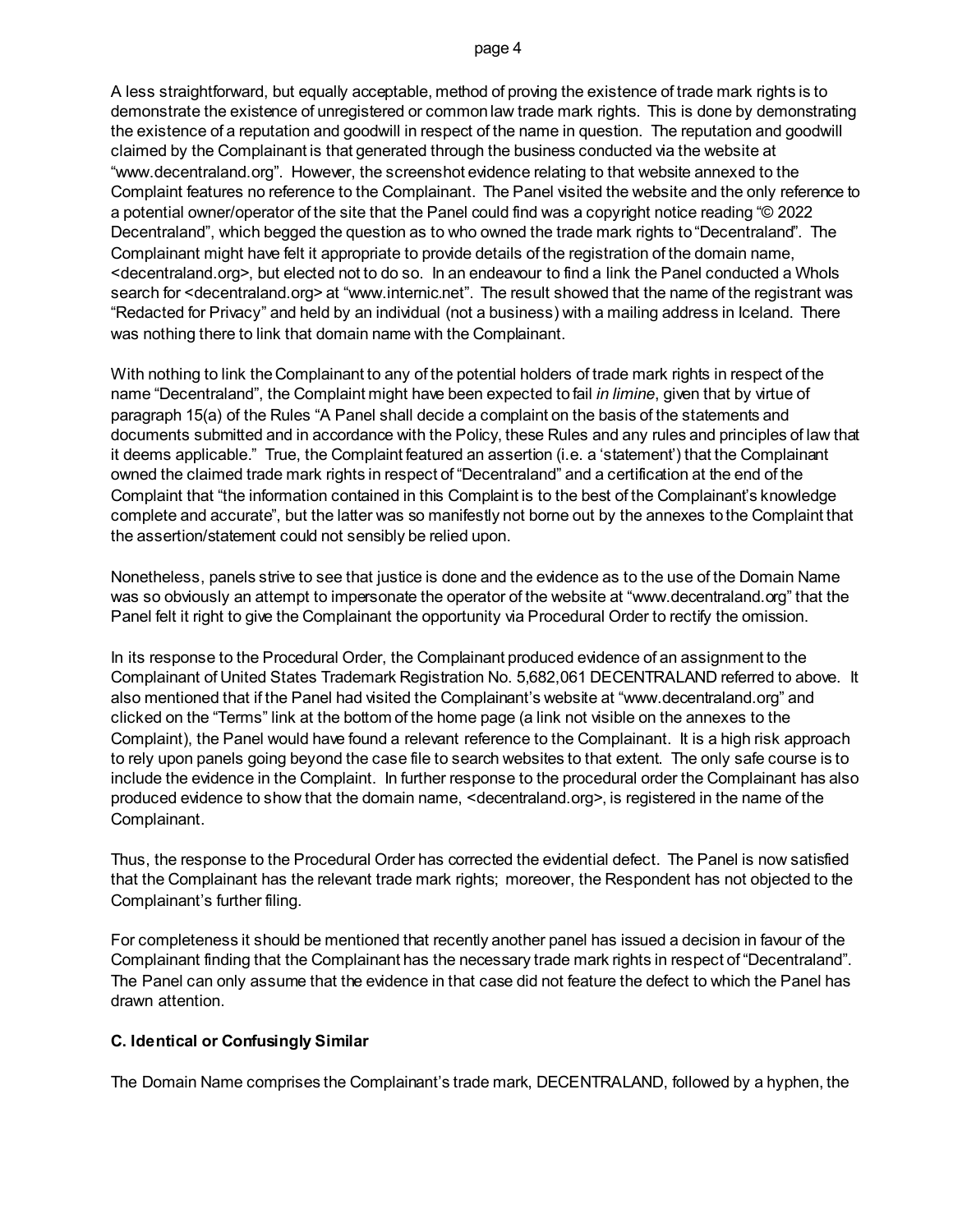A less straightforward, but equally acceptable, method of proving the existence of trade mark rights is to demonstrate the existence of unregistered or common law trade mark rights. This is done by demonstrating the existence of a reputation and goodwill in respect of the name in question. The reputation and goodwill claimed by the Complainant is that generated through the business conducted via the website at "www.decentraland.org". However, the screenshot evidence relating to that website annexed to the Complaint features no reference to the Complainant. The Panel visited the website and the only reference to a potential owner/operator of the site that the Panel could find was a copyright notice reading "© 2022 Decentraland", which begged the question as to who owned the trade mark rights to "Decentraland". The Complainant might have felt it appropriate to provide details of the registration of the domain name, <decentraland.org>, but elected not to do so. In an endeavour to find a link the Panel conducted a WhoIs search for <decentraland.org> at "www.internic.net". The result showed that the name of the registrant was "Redacted for Privacy" and held by an individual (not a business) with a mailing address in Iceland. There was nothing there to link that domain name with the Complainant.

With nothing to link the Complainant to any of the potential holders of trade mark rights in respect of the name "Decentraland", the Complaint might have been expected to fail *in limine*, given that by virtue of paragraph 15(a) of the Rules "A Panel shall decide a complaint on the basis of the statements and documents submitted and in accordance with the Policy, these Rules and any rules and principles of law that it deems applicable." True, the Complaint featured an assertion (i.e. a 'statement') that the Complainant owned the claimed trade mark rights in respect of "Decentraland" and a certification at the end of the Complaint that "the information contained in this Complaint is to the best of the Complainant's knowledge complete and accurate", but the latter was so manifestly not borne out by the annexes to the Complaint that the assertion/statement could not sensibly be relied upon.

Nonetheless, panels strive to see that justice is done and the evidence as to the use of the Domain Name was so obviously an attempt to impersonate the operator of the website at "www.decentraland.org" that the Panel felt it right to give the Complainant the opportunity via Procedural Order to rectify the omission.

In its response to the Procedural Order, the Complainant produced evidence of an assignment to the Complainant of United States Trademark Registration No. 5,682,061 DECENTRALAND referred to above. It also mentioned that if the Panel had visited the Complainant's website at "www.decentraland.org" and clicked on the "Terms" link at the bottom of the home page (a link not visible on the annexes to the Complaint), the Panel would have found a relevant reference to the Complainant. It is a high risk approach to rely upon panels going beyond the case file to search websites to that extent. The only safe course is to include the evidence in the Complaint. In further response to the procedural order the Complainant has also produced evidence to show that the domain name, <decentraland.org>, is registered in the name of the Complainant.

Thus, the response to the Procedural Order has corrected the evidential defect. The Panel is now satisfied that the Complainant has the relevant trade mark rights; moreover, the Respondent has not objected to the Complainant's further filing.

For completeness it should be mentioned that recently another panel has issued a decision in favour of the Complainant finding that the Complainant has the necessary trade mark rights in respect of "Decentraland". The Panel can only assume that the evidence in that case did not feature the defect to which the Panel has drawn attention.

### C. Identical or Confusingly Similar

The Domain Name comprises the Complainant's trade mark, DECENTRALAND, followed by a hyphen, the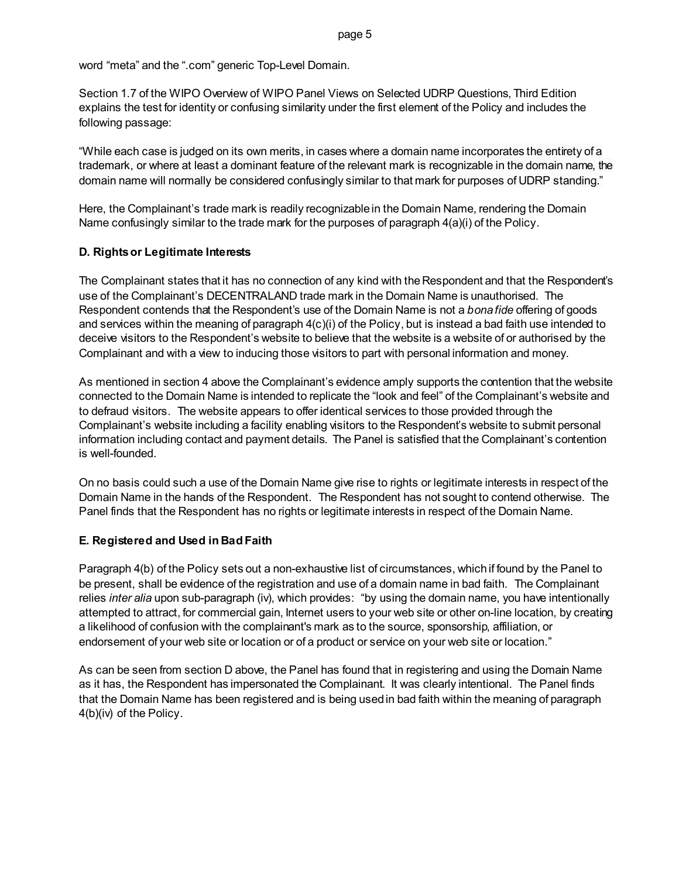word “meta” and the “.com” generic Top-Level Domain.

Section 1.7 of the WIPO Overview of WIPO Panel Views on Selected UDRP Questions, Third Edition explains the test for identity or confusing similarity under the first element of the Policy and includes the following passage:

“While each case is judged on its own merits, in cases where a domain name incorporates the entirety of a trademark, or where at least a dominant feature of the relevant mark is recognizable in the domain name, the domain name will normally be considered confusingly similar to that mark for purposes of UDRP standing.”

Here, the Complainant’s trade mark is readily recognizable in the Domain Name, rendering the Domain Name confusingly similar to the trade mark for the purposes of paragraph 4(a)(i) of the Policy.

**D. Rights or Legitimate Interests**

The Complainant states that it has no connection of any kind with the Respondent and that the Respondent’s use of the Complainant’s DECENTRALAND trade mark in the Domain Name is unauthorised. The Respondent contends that the Respondent’s use of the Domain Name is not a *bona fide* offering of goods and services within the meaning of paragraph 4(c)(i) of the Policy, but is instead a bad faith use intended to deceive visitors to the Respondent’s website to believe that the website is a website of or authorised by the Complainant and with a view to inducing those visitors to part with personal information and money.

As mentioned in section 4 above the Complainant’s evidence amply supports the contention that the website connected to the Domain Name is intended to replicate the “look and feel” of the Complainant’s website and to defraud visitors. The website appears to offer identical services to those provided through the Complainant’s website including a facility enabling visitors to the Respondent’s website to submit personal information including contact and payment details. The Panel is satisfied that the Complainant’s contention is well-founded.

On no basis could such a use of the Domain Name give rise to rights or legitimate interests in respect of the Domain Name in the hands of the Respondent. The Respondent has not sought to contend otherwise. The Panel finds that the Respondent has no rights or legitimate interests in respect of the Domain Name.

**E. Registered and Used in Bad Faith**

Paragraph 4(b) of the Policy sets out a non-exhaustive list of circumstances, which if found by the Panel to be present, shall be evidence of the registration and use of a domain name in bad faith. The Complainant relies *inter alia* upon sub-paragraph (iv), which provides: “by using the domain name, you have intentionally attempted to attract, for commercial gain, Internet users to your web site or other on-line location, by creating a likelihood of confusion with the complainant's mark as to the source, sponsorship, affiliation, or endorsement of your web site or location or of a product or service on your web site or location.”

As can be seen from section D above, the Panel has found that in registering and using the Domain Name as it has, the Respondent has impersonated the Complainant. It was clearly intentional. The Panel finds that the Domain Name has been registered and is being used in bad faith within the meaning of paragraph 4(b)(iv) of the Policy.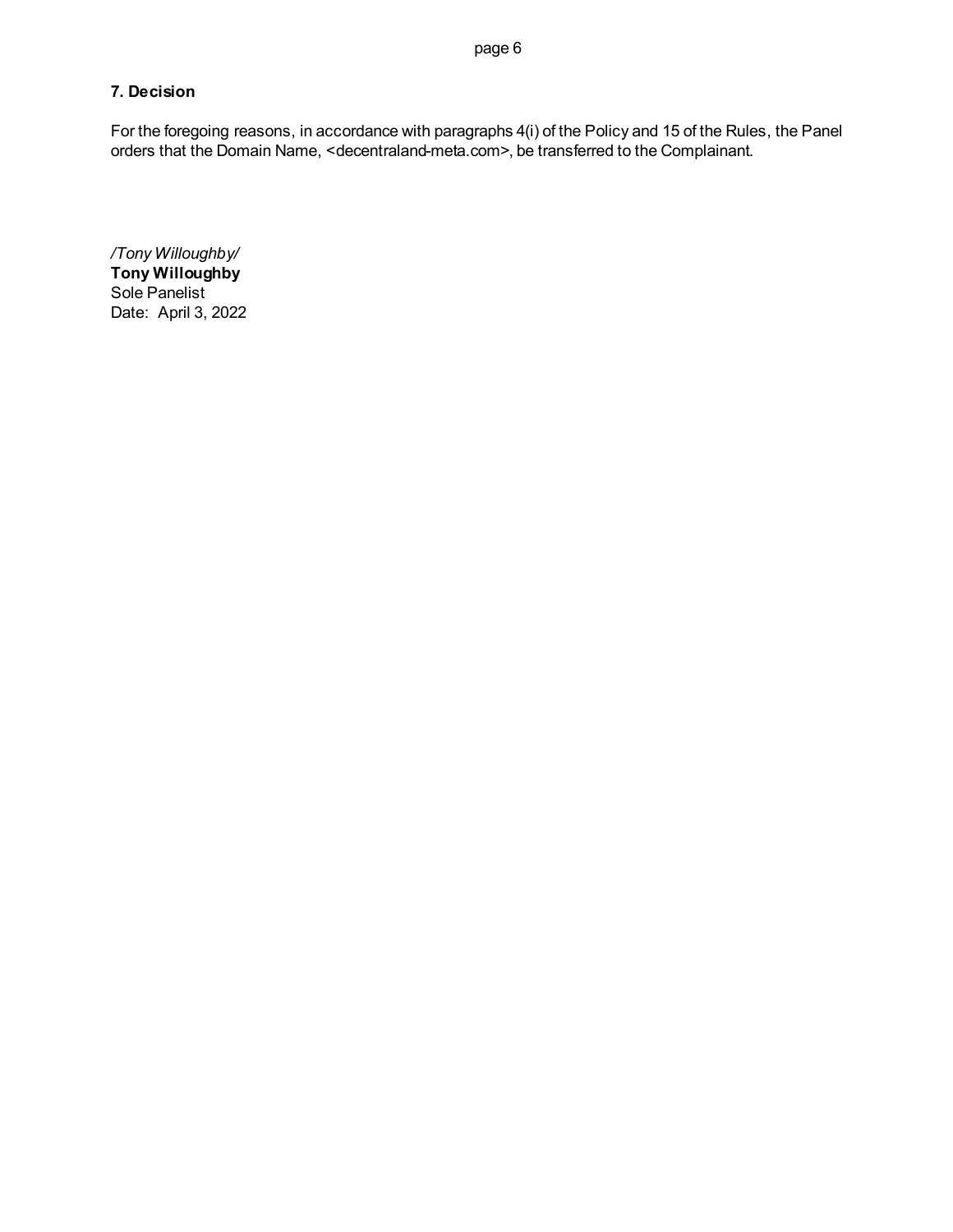## 7. Decision

For the foregoing reasons, in accordance with paragraphs 4(i) of the Policy and 15 of the Rules, the Panel orders that the Domain Name, <decentraland-meta.com>, be transferred to the Complainant.

*/Tony Willoughby/*
**Tony Willoughby**
Sole Panelist
Date: April 3, 2022